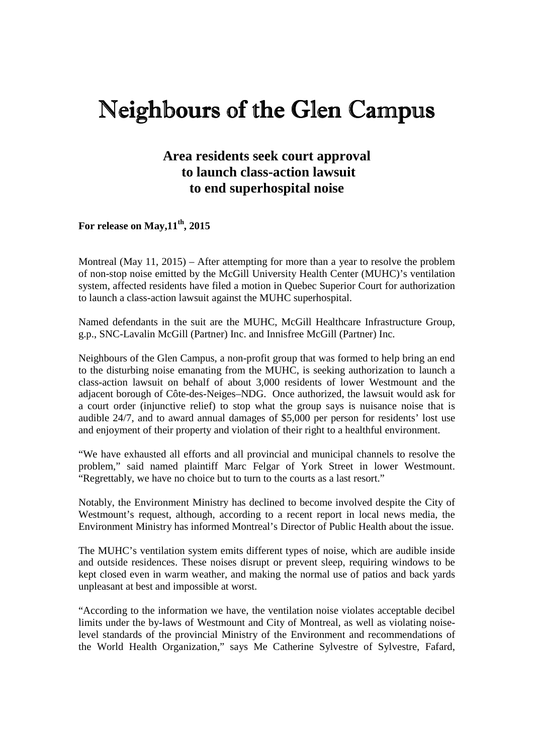# Neighbours of the Glen Campus

## Area residents seek court approval to launch class-action lawsuit to end superhospital noise

**For release on May,11th, 2015**

Montreal (May 11, 2015) – After attempting for more than a year to resolve the problem of non-stop noise emitted by the McGill University Health Center (MUHC)'s ventilation system, affected residents have filed a motion in Quebec Superior Court for authorization to launch a class-action lawsuit against the MUHC superhospital.

Named defendants in the suit are the MUHC, McGill Healthcare Infrastructure Group, g.p., SNC-Lavalin McGill (Partner) Inc. and Innisfree McGill (Partner) Inc.

Neighbours of the Glen Campus, a non-profit group that was formed to help bring an end to the disturbing noise emanating from the MUHC, is seeking authorization to launch a class-action lawsuit on behalf of about 3,000 residents of lower Westmount and the adjacent borough of Côte-des-Neiges–NDG. Once authorized, the lawsuit would ask for a court order (injunctive relief) to stop what the group says is nuisance noise that is audible 24/7, and to award annual damages of $5,000 per person for residents' lost use and enjoyment of their property and violation of their right to a healthful environment.

"We have exhausted all efforts and all provincial and municipal channels to resolve the problem," said named plaintiff Marc Felgar of York Street in lower Westmount. "Regrettably, we have no choice but to turn to the courts as a last resort."

Notably, the Environment Ministry has declined to become involved despite the City of Westmount's request, although, according to a recent report in local news media, the Environment Ministry has informed Montreal's Director of Public Health about the issue.

The MUHC's ventilation system emits different types of noise, which are audible inside and outside residences. These noises disrupt or prevent sleep, requiring windows to be kept closed even in warm weather, and making the normal use of patios and back yards unpleasant at best and impossible at worst.

"According to the information we have, the ventilation noise violates acceptable decibel limits under the by-laws of Westmount and City of Montreal, as well as violating noise-level standards of the provincial Ministry of the Environment and recommendations of the World Health Organization," says Me Catherine Sylvestre of Sylvestre, Fafard,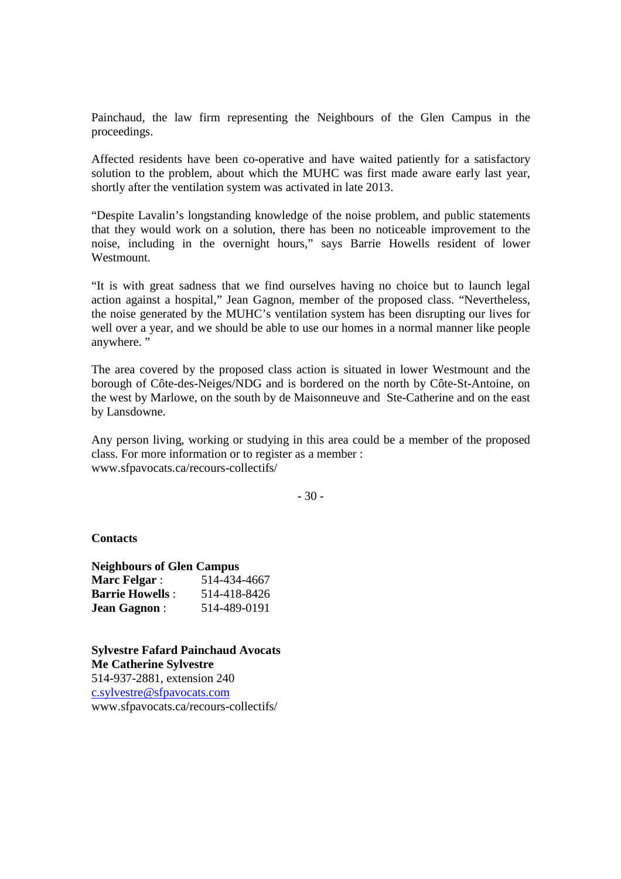Painchaud, the law firm representing the Neighbours of the Glen Campus in the proceedings.

Affected residents have been co-operative and have waited patiently for a satisfactory solution to the problem, about which the MUHC was first made aware early last year, shortly after the ventilation system was activated in late 2013.

"Despite Lavalin's longstanding knowledge of the noise problem, and public statements that they would work on a solution, there has been no noticeable improvement to the noise, including in the overnight hours," says Barrie Howells resident of lower Westmount.

"It is with great sadness that we find ourselves having no choice but to launch legal action against a hospital," Jean Gagnon, member of the proposed class. "Nevertheless, the noise generated by the MUHC's ventilation system has been disrupting our lives for well over a year, and we should be able to use our homes in a normal manner like people anywhere. "

The area covered by the proposed class action is situated in lower Westmount and the borough of Côte-des-Neiges/NDG and is bordered on the north by Côte-St-Antoine, on the west by Marlowe, on the south by de Maisonneuve and Ste-Catherine and on the east by Lansdowne.

Any person living, working or studying in this area could be a member of the proposed class. For more information or to register as a member :
www.sfpavocats.ca/recours-collectifs/

- 30 -

**Contacts**

**Neighbours of Glen Campus**
**Marc Felgar** : 514-434-4667
**Barrie Howells** : 514-418-8426
**Jean Gagnon** : 514-489-0191

**Sylvestre Fafard Painchaud Avocats**
**Me Catherine Sylvestre**
514-937-2881, extension 240
c.sylvestre@sfpavocats.com
www.sfpavocats.ca/recours-collectifs/